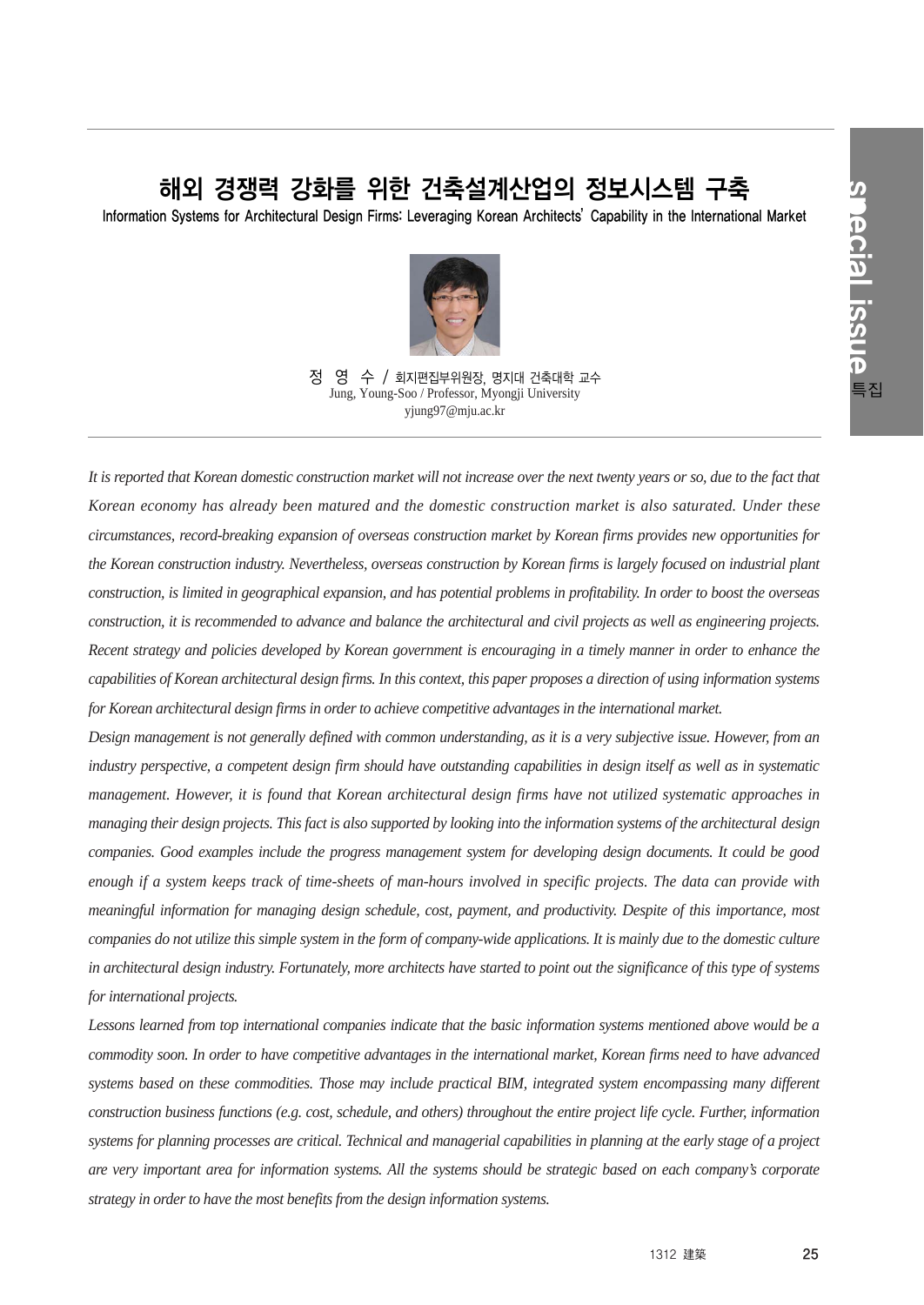# 해외 경쟁력 강화를 위한 건축설계산업의 정보시스템 구축

Information Systems for Architectural Design Firms: Leveraging Korean Architects' Capability in the International Market

정 영 수 / 회지편집부위원장, 명지대 건축대학 교수
Jung, Young-Soo / Professor, Myongji University
yjung97@mju.ac.kr

*It is reported that Korean domestic construction market will not increase over the next twenty years or so, due to the fact that Korean economy has already been matured and the domestic construction market is also saturated. Under these circumstances, record-breaking expansion of overseas construction market by Korean firms provides new opportunities for the Korean construction industry. Nevertheless, overseas construction by Korean firms is largely focused on industrial plant construction, is limited in geographical expansion, and has potential problems in profitability. In order to boost the overseas construction, it is recommended to advance and balance the architectural and civil projects as well as engineering projects. Recent strategy and policies developed by Korean government is encouraging in a timely manner in order to enhance the capabilities of Korean architectural design firms. In this context, this paper proposes a direction of using information systems for Korean architectural design firms in order to achieve competitive advantages in the international market.*

*Design management is not generally defined with common understanding, as it is a very subjective issue. However, from an industry perspective, a competent design firm should have outstanding capabilities in design itself as well as in systematic management. However, it is found that Korean architectural design firms have not utilized systematic approaches in managing their design projects. This fact is also supported by looking into the information systems of the architectural design companies. Good examples include the progress management system for developing design documents. It could be good enough if a system keeps track of time-sheets of man-hours involved in specific projects. The data can provide with meaningful information for managing design schedule, cost, payment, and productivity. Despite of this importance, most companies do not utilize this simple system in the form of company-wide applications. It is mainly due to the domestic culture in architectural design industry. Fortunately, more architects have started to point out the significance of this type of systems for international projects.*

*Lessons learned from top international companies indicate that the basic information systems mentioned above would be a commodity soon. In order to have competitive advantages in the international market, Korean firms need to have advanced systems based on these commodities. Those may include practical BIM, integrated system encompassing many different construction business functions (e.g. cost, schedule, and others) throughout the entire project life cycle. Further, information systems for planning processes are critical. Technical and managerial capabilities in planning at the early stage of a project are very important area for information systems. All the systems should be strategic based on each company's corporate strategy in order to have the most benefits from the design information systems.*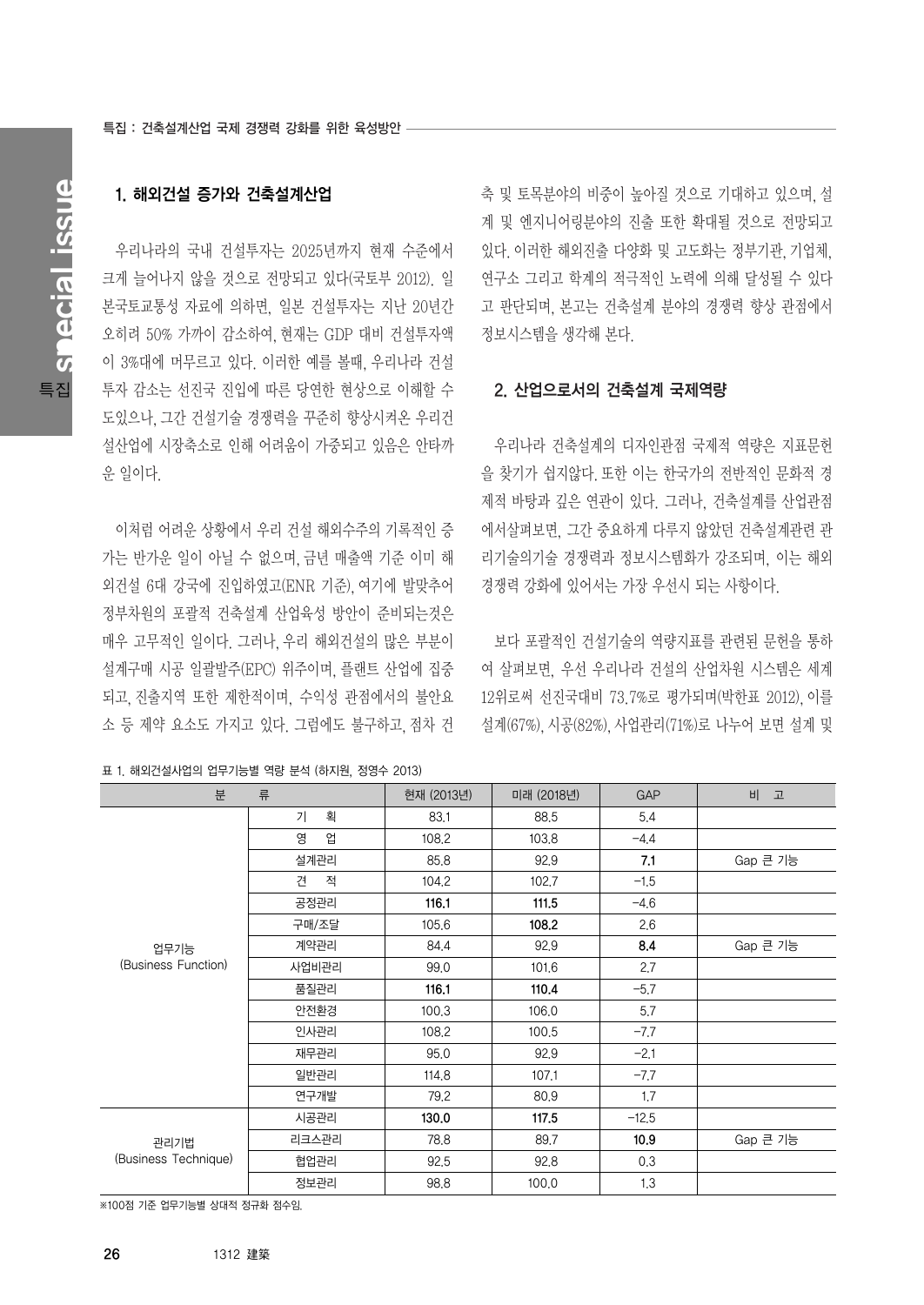## 1. 해외건설 증가와 건축설계산업

우리나라의 국내 건설투자는 2025년까지 현재 수준에서 크게 늘어나지 않을 것으로 전망되고 있다(국토부 2012). 일본국토교통성 자료에 의하면, 일본 건설투자는 지난 20년간 오히려 50% 가까이 감소하여, 현재는 GDP 대비 건설투자액이 3%대에 머무르고 있다. 이러한 예를 볼때, 우리나라 건설투자 감소는 선진국 진입에 따른 당연한 현상으로 이해할 수도있으나, 그간 건설기술 경쟁력을 꾸준히 향상시켜온 우리건설산업에 시장축소로 인해 어려움이 가중되고 있음은 안타까운 일이다.

이처럼 어려운 상황에서 우리 건설 해외수주의 기록적인 증가는 반가운 일이 아닐 수 없으며, 금년 매출액 기준 이미 해외건설 6대 강국에 진입하였고(ENR 기준), 여기에 발맞추어 정부차원의 포괄적 건축설계 산업육성 방안이 준비되는것은 매우 고무적인 일이다. 그러나, 우리 해외건설의 많은 부분이 설계구매 시공 일괄발주(EPC) 위주이며, 플랜트 산업에 집중되고, 진출지역 또한 제한적이며, 수익성 관점에서의 불안요소 등 제약 요소도 가지고 있다. 그럼에도 불구하고, 점차 건축 및 토목분야의 비중이 높아질 것으로 기대하고 있으며, 설계 및 엔지니어링분야의 진출 또한 확대될 것으로 전망되고 있다. 이러한 해외진출 다양화 및 고도화는 정부기관, 기업체, 연구소 그리고 학계의 적극적인 노력에 의해 달성될 수 있다고 판단되며, 본고는 건축설계 분야의 경쟁력 향상 관점에서 정보시스템을 생각해 본다.

## 2. 산업으로서의 건축설계 국제역량

우리나라 건축설계의 디자인관점 국제적 역량은 지표문헌을 찾기가 쉽지않다. 또한 이는 한국가의 전반적인 문화적 경제적 바탕과 깊은 연관이 있다. 그러나, 건축설계를 산업관점에서살펴보면, 그간 중요하게 다루지 않았던 건축설계관련 관리기술의기술 경쟁력과 정보시스템화가 강조되며, 이는 해외경쟁력 강화에 있어서는 가장 우선시 되는 사항이다.

보다 포괄적인 건설기술의 역량지표를 관련된 문헌을 통하여 살펴보면, 우선 우리나라 건설의 산업차원 시스템은 세계 12위로써 선진국대비 73.7%로 평가되며(박한표 2012), 이를 설계(67%), 시공(82%), 사업관리(71%)로 나누어 보면 설계 및

표 1. 해외건설사업의 업무기능별 역량 분석 (하지원, 정영수 2013)

| 분류 | | 현재 (2013년) | 미래 (2018년) | GAP | 비고 |
|---|---|---|---|---|---|
| 업무기능 (Business Function) | 기획 | 83.1 | 88.5 | 5.4 | |
| | 영업 | 108.2 | 103.8 | -4.4 | |
| | 설계관리 | 85.8 | 92.9 | **7.1** | Gap 큰 기능 |
| | 견적 | 104.2 | 102.7 | -1.5 | |
| | 공정관리 | **116.1** | **111.5** | -4.6 | |
| | 구매/조달 | 105.6 | **108.2** | 2.6 | |
| | 계약관리 | 84.4 | 92.9 | **8.4** | Gap 큰 기능 |
| | 사업비관리 | 99.0 | 101.6 | 2.7 | |
| | 품질관리 | **116.1** | **110.4** | -5.7 | |
| | 안전환경 | 100.3 | 106.0 | 5.7 | |
| | 인사관리 | 108.2 | 100.5 | -7.7 | |
| | 재무관리 | 95.0 | 92.9 | -2.1 | |
| | 일반관리 | 114.8 | 107.1 | -7.7 | |
| | 연구개발 | 79.2 | 80.9 | 1.7 | |
| 관리기법 (Business Technique) | 시공관리 | **130.0** | **117.5** | -12.5 | |
| | 리크스관리 | 78.8 | 89.7 | **10.9** | Gap 큰 기능 |
| | 협업관리 | 92.5 | 92.8 | 0.3 | |
| | 정보관리 | 98.8 | 100.0 | 1.3 | |

※100점 기준 업무기능별 상대적 정규화 점수임.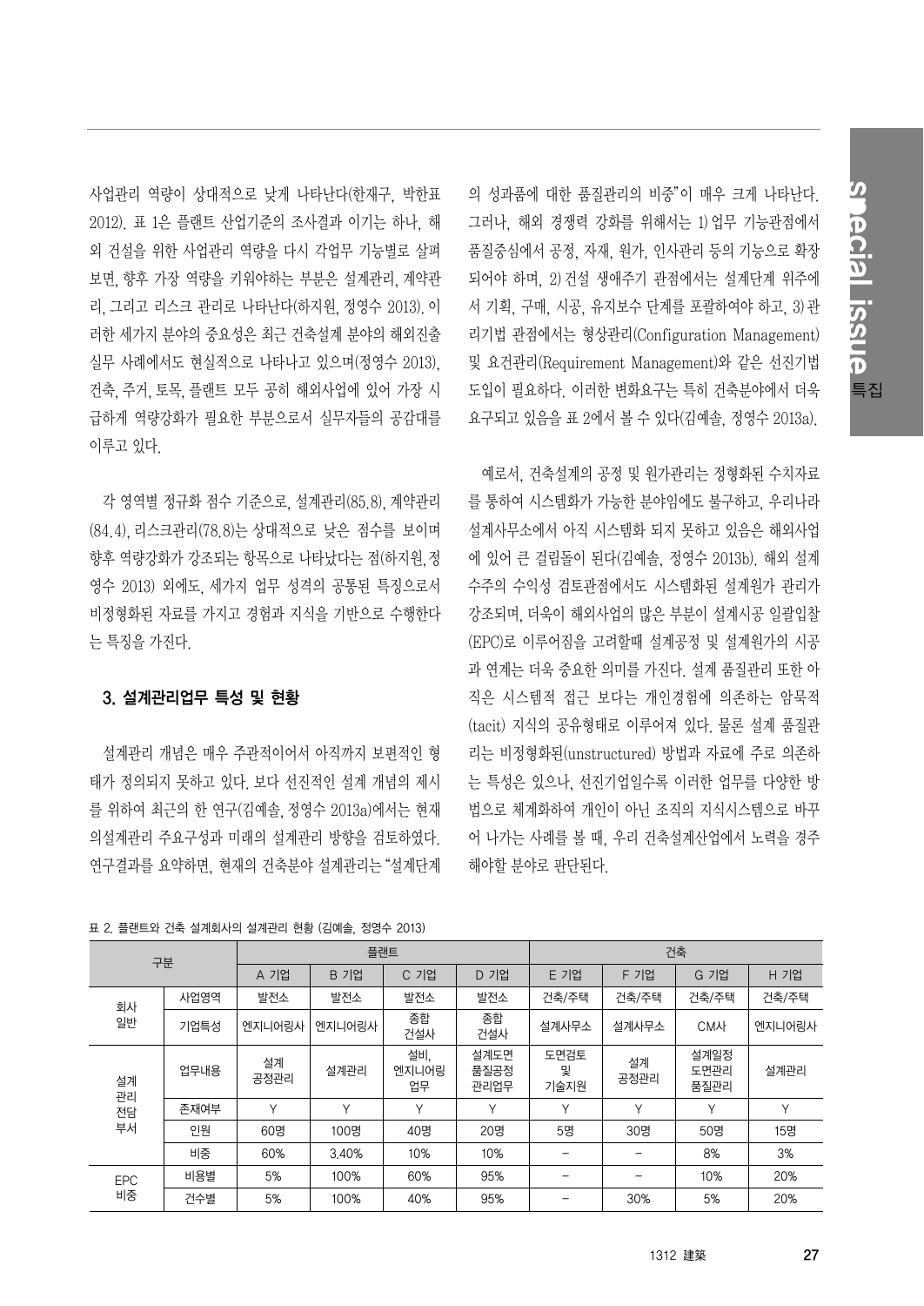사업관리 역량이 상대적으로 낮게 나타난다(한재구, 박한표 2012). 표 1은 플랜트 산업기준의 조사결과 이기는 하나, 해외 건설을 위한 사업관리 역량을 다시 각업무 기능별로 살펴보면, 향후 가장 역량을 키워야하는 부분은 설계관리, 계약관리, 그리고 리스크 관리로 나타난다(하지원, 정영수 2013). 이러한 세가지 분야의 중요성은 최근 건축설계 분야의 해외진출 실무 사례에서도 현실적으로 나타나고 있으며(정영수 2013), 건축, 주거, 토목, 플랜트 모두 공히 해외사업에 있어 가장 시급하게 역량강화가 필요한 부분으로서 실무자들의 공감대를 이루고 있다.

각 영역별 정규화 점수 기준으로, 설계관리(85.8), 계약관리(84.4), 리스크관리(78.8)는 상대적으로 낮은 점수를 보이며 향후 역량강화가 강조되는 항목으로 나타났다는 점(하지원, 정영수 2013) 외에도, 세가지 업무 성격의 공통된 특징으로서 비정형화된 자료를 가지고 경험과 지식을 기반으로 수행한다는 특징을 가진다.

## 3. 설계관리업무 특성 및 현황

설계관리 개념은 매우 주관적이어서 아직까지 보편적인 형태가 정의되지 못하고 있다. 보다 선진적인 설계 개념의 제시를 위하여 최근의 한 연구(김예솔, 정영수 2013a)에서는 현재의설계관리 주요구성과 미래의 설계관리 방향을 검토하였다. 연구결과를 요약하면, 현재의 건축분야 설계관리는 "설계단계의 성과품에 대한 품질관리의 비중"이 매우 크게 나타난다. 그러나, 해외 경쟁력 강화를 위해서는 1) 업무 기능관점에서 품질중심에서 공정, 자재, 원가, 인사관리 등의 기능으로 확장되어야 하며, 2) 건설 생애주기 관점에서는 설계단계 위주에서 기획, 구매, 시공, 유지보수 단계를 포괄하여야 하고, 3) 관리기법 관점에서는 형상관리(Configuration Management) 및 요건관리(Requirement Management)와 같은 선진기법 도입이 필요하다. 이러한 변화요구는 특히 건축분야에서 더욱 요구되고 있음을 표 2에서 볼 수 있다(김예솔, 정영수 2013a).

예로서, 건축설계의 공정 및 원가관리는 정형화된 수치자료를 통하여 시스템화가 가능한 분야임에도 불구하고, 우리나라 설계사무소에서 아직 시스템화 되지 못하고 있음은 해외사업에 있어 큰 걸림돌이 된다(김예솔, 정영수 2013b). 해외 설계 수주의 수익성 검토관점에서도 시스템화된 설계원가 관리가 강조되며, 더욱이 해외사업의 많은 부분이 설계시공 일괄입찰(EPC)로 이루어짐을 고려할때 설계공정 및 설계원가의 시공과 연계는 더욱 중요한 의미를 가진다. 설계 품질관리 또한 아직은 시스템적 접근 보다는 개인경험에 의존하는 암묵적(tacit) 지식의 공유형태로 이루어져 있다. 물론 설계 품질관리는 비정형화된(unstructured) 방법과 자료에 주로 의존하는 특성은 있으나, 선진기업일수록 이러한 업무를 다양한 방법으로 체계화하여 개인이 아닌 조직의 지식시스템으로 바꾸어 나가는 사례를 볼 때, 우리 건축설계산업에서 노력을 경주해야할 분야로 판단된다.

표 2. 플랜트와 건축 설계회사의 설계관리 현황 (김예솔, 정영수 2013)

| 구분 | | 플랜트 | | | | 건축 | | | |
|---|---|---|---|---|---|---|---|---|---|
| | | A 기업 | B 기업 | C 기업 | D 기업 | E 기업 | F 기업 | G 기업 | H 기업 |
| 회사 일반 | 사업영역 | 발전소 | 발전소 | 발전소 | 발전소 | 건축/주택 | 건축/주택 | 건축/주택 | 건축/주택 |
| | 기업특성 | 엔지니어링사 | 엔지니어링사 | 종합 건설사 | 종합 건설사 | 설계사무소 | 설계사무소 | CM사 | 엔지니어링사 |
| 설계 관리 전담 부서 | 업무내용 | 설계 공정관리 | 설계관리 | 설비, 엔지니어링 업무 | 설계도면 품질공정 관리업무 | 도면검토 및 기술지원 | 설계 공정관리 | 설계일정 도면관리 품질관리 | 설계관리 |
| | 존재여부 | Y | Y | Y | Y | Y | Y | Y | Y |
| | 인원 | 60명 | 100명 | 40명 | 20명 | 5명 | 30명 | 50명 | 15명 |
| | 비중 | 60% | 3.40% | 10% | 10% | - | - | 8% | 3% |
| EPC 비중 | 비용별 | 5% | 100% | 60% | 95% | - | - | 10% | 20% |
| | 건수별 | 5% | 100% | 40% | 95% | - | 30% | 5% | 20% |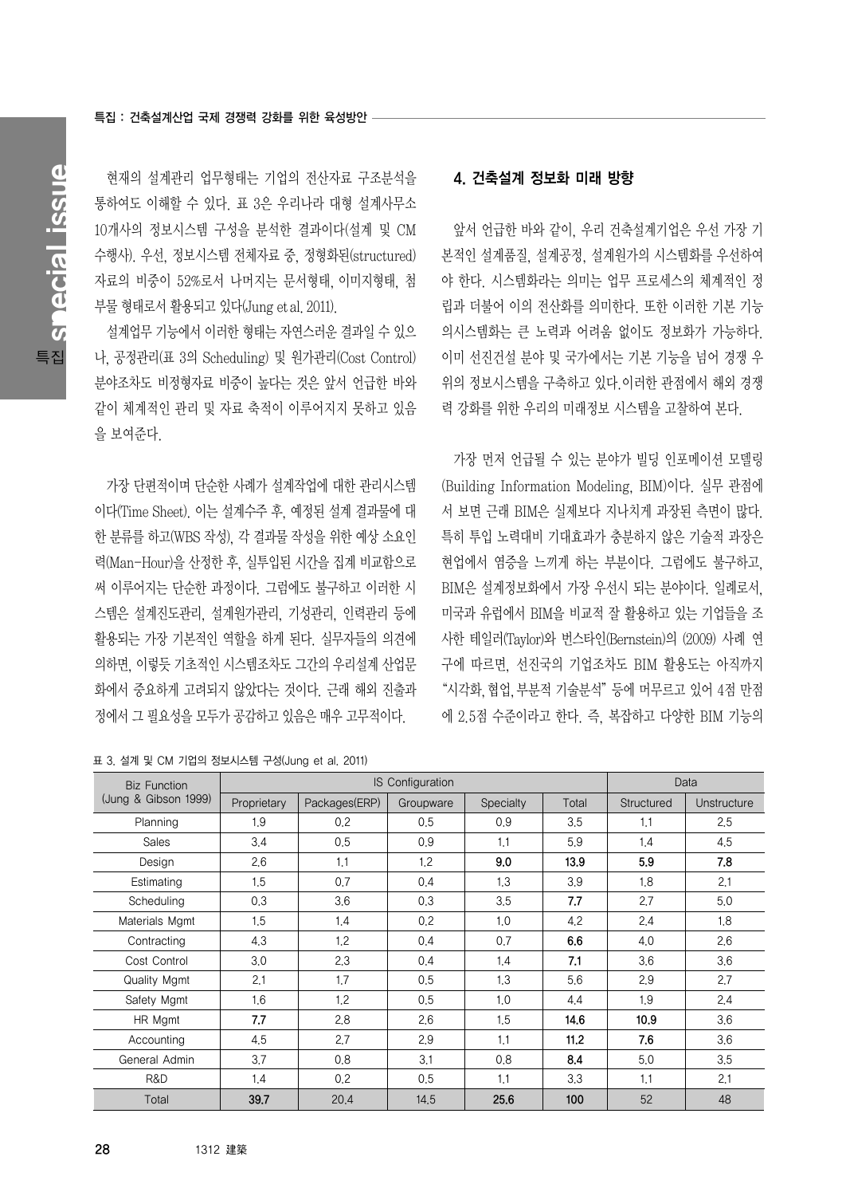현재의 설계관리 업무형태는 기업의 전산자료 구조분석을 통하여도 이해할 수 있다. 표 3은 우리나라 대형 설계사무소 10개사의 정보시스템 구성을 분석한 결과이다(설계 및 CM 수행사). 우선, 정보시스템 전체자료 중, 정형화된(structured) 자료의 비중이 52%로서 나머지는 문서형태, 이미지형태, 첨부물 형태로서 활용되고 있다(Jung et al, 2011).

설계업무 기능에서 이러한 형태는 자연스러운 결과일 수 있으나, 공정관리(표 3의 Scheduling) 및 원가관리(Cost Control) 분야조차도 비정형자료 비중이 높다는 것은 앞서 언급한 바와 같이 체계적인 관리 및 자료 축적이 이루어지지 못하고 있음을 보여준다.

가장 단편적이며 단순한 사례가 설계작업에 대한 관리시스템이다(Time Sheet). 이는 설계수주 후, 예정된 설계 결과물에 대한 분류를 하고(WBS 작성), 각 결과물 작성을 위한 예상 소요인력(Man-Hour)을 산정한 후, 실투입된 시간을 집계 비교함으로써 이루어지는 단순한 과정이다. 그럼에도 불구하고 이러한 시스템은 설계진도관리, 설계원가관리, 기성관리, 인력관리 등에 활용되는 가장 기본적인 역할을 하게 된다. 실무자들의 의견에 의하면, 이렇듯 기초적인 시스템조차도 그간의 우리설계 산업문화에서 중요하게 고려되지 않았다는 것이다. 근래 해외 진출과정에서 그 필요성을 모두가 공감하고 있음은 매우 고무적이다.

## 4. 건축설계 정보화 미래 방향

앞서 언급한 바와 같이, 우리 건축설계기업은 우선 가장 기본적인 설계품질, 설계공정, 설계원가의 시스템화를 우선하여야 한다. 시스템화라는 의미는 업무 프로세스의 체계적인 정립과 더불어 이의 전산화를 의미한다. 또한 이러한 기본 기능의시스템화는 큰 노력과 어려움 없이도 정보화가 가능하다. 이미 선진건설 분야 및 국가에서는 기본 기능을 넘어 경쟁 우위의 정보시스템을 구축하고 있다.이러한 관점에서 해외 경쟁력 강화를 위한 우리의 미래정보 시스템을 고찰하여 본다.

가장 먼저 언급될 수 있는 분야가 빌딩 인포메이션 모델링(Building Information Modeling, BIM)이다. 실무 관점에서 보면 근래 BIM은 실제보다 지나치게 과장된 측면이 많다. 특히 투입 노력대비 기대효과가 충분하지 않은 기술적 과장은 현업에서 염증을 느끼게 하는 부분이다. 그럼에도 불구하고, BIM은 설계정보화에서 가장 우선시 되는 분야이다. 일례로서, 미국과 유럽에서 BIM을 비교적 잘 활용하고 있는 기업들을 조사한 테일러(Taylor)와 번스타인(Bernstein)의 (2009) 사례 연구에 따르면, 선진국의 기업조차도 BIM 활용도는 아직까지 "시각화, 협업, 부분적 기술분석" 등에 머무르고 있어 4점 만점에 2.5점 수준이라고 한다. 즉, 복잡하고 다양한 BIM 기능의

표 3. 설계 및 CM 기업의 정보시스템 구성(Jung et al. 2011)

| Biz Function (Jung & Gibson 1999) | IS Configuration | | | | | Data | |
|---|---|---|---|---|---|---|---|
| | Proprietary | Packages(ERP) | Groupware | Specialty | Total | Structured | Unstructure |
| Planning | 1.9 | 0.2 | 0.5 | 0.9 | 3.5 | 1.1 | 2.5 |
| Sales | 3.4 | 0.5 | 0.9 | 1.1 | 5.9 | 1.4 | 4.5 |
| Design | 2.6 | 1.1 | 1.2 | **9.0** | **13.9** | **5.9** | **7.8** |
| Estimating | 1.5 | 0.7 | 0.4 | 1.3 | 3.9 | 1.8 | 2.1 |
| Scheduling | 0.3 | 3.6 | 0.3 | 3.5 | **7.7** | 2.7 | 5.0 |
| Materials Mgmt | 1.5 | 1.4 | 0.2 | 1.0 | 4.2 | 2.4 | 1.8 |
| Contracting | 4.3 | 1.2 | 0.4 | 0.7 | **6.6** | 4.0 | 2.6 |
| Cost Control | 3.0 | 2.3 | 0.4 | 1.4 | **7.1** | 3.6 | 3.6 |
| Quality Mgmt | 2.1 | 1.7 | 0.5 | 1.3 | 5.6 | 2.9 | 2.7 |
| Safety Mgmt | 1.6 | 1.2 | 0.5 | 1.0 | 4.4 | 1.9 | 2.4 |
| HR Mgmt | **7.7** | 2.8 | 2.6 | 1.5 | **14.6** | **10.9** | 3.6 |
| Accounting | 4.5 | 2.7 | 2.9 | 1.1 | **11.2** | **7.6** | 3.6 |
| General Admin | 3.7 | 0.8 | 3.1 | 0.8 | **8.4** | 5.0 | 3.5 |
| R&D | 1.4 | 0.2 | 0.5 | 1.1 | 3.3 | 1.1 | 2.1 |
| Total | **39.7** | 20.4 | 14.5 | **25.6** | **100** | 52 | 48 |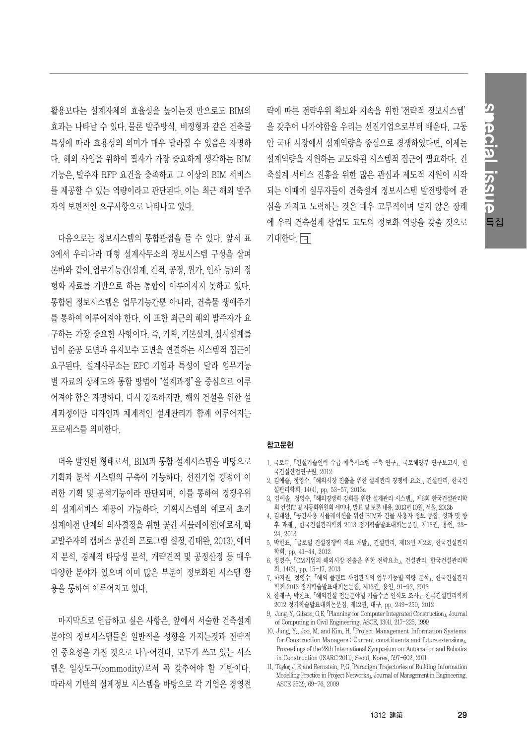활용보다는 설계자체의 효율성을 높이는것 만으로도 BIM의 효과는 나타날 수 있다. 물론 발주방식, 비정형과 같은 건축물 특성에 따라 효용성의 의미가 매우 달라질 수 있음은 자명하다. 해외 사업을 위하여 필자가 가장 중요하게 생각하는 BIM 기능은, 발주자 RFP 요건을 충족하고 그 이상의 BIM 서비스를 제공할 수 있는 역량이라고 판단된다. 이는 최근 해외 발주자의 보편적인 요구사항으로 나타나고 있다.

다음으로는 정보시스템의 통합관점을 들 수 있다. 앞서 표 3에서 우리나라 대형 설계사무소의 정보시스템 구성을 살펴 본바와 같이, 업무기능간(설계, 견적, 공정, 원가, 인사 등)의 정형화 자료를 기반으로 하는 통합이 이루어지지 못하고 있다. 통합된 정보시스템은 업무기능간뿐 아니라, 건축물 생애주기를 통하여 이루어져야 한다. 이 또한 최근의 해외 발주자가 요구하는 가장 중요한 사항이다. 즉, 기획, 기본설계, 실시설계를 넘어 준공 도면과 유지보수 도면을 연결하는 시스템적 접근이 요구된다. 설계사무소는 EPC 기업과 특성이 달라 업무기능별 자료의 상세도와 통합 방법이 "설계과정"을 중심으로 이루어져야 함은 자명하다. 다시 강조하지만, 해외 건설을 위한 설계과정이란 디자인과 체계적인 설계관리가 함께 이루어지는 프로세스를 의미한다.

더욱 발전된 형태로서, BIM과 통합 설계시스템을 바탕으로 기획과 분석 시스템의 구축이 가능하다. 선진기업 강점이 이러한 기획 및 분석기능이라 판단되며, 이를 통하여 경쟁우위의 설계서비스 제공이 가능하다. 기획시스템의 예로서 초기 설계이전 단계의 의사결정을 위한 공간 시뮬레이션(예로서, 학교발주자의 캠퍼스 공간의 프로그램 설정, 김태완, 2013), 에너지 분석, 경제적 타당성 분석, 개략견적 및 공정산정 등 매우 다양한 분야가 있으며 이미 많은 부분이 정보화된 시스템 활용을 통하여 이루어지고 있다.

마지막으로 언급하고 싶은 사항은, 앞에서 서술한 건축설계 분야의 정보시스템들은 일반적을 성향을 가지는것과 전략적인 중요성을 가진 것으로 나누어진다. 모두가 쓰고 있는 시스템은 일상도구(commodity)로서 꼭 갖추어야 할 기반이다. 따라서 기반의 설계정보 시스템을 바탕으로 각 기업은 경영전략에 따른 전략우위 확보와 지속을 위한 '전략적 정보시스템'을 갖추어 나가야함을 우리는 선진기업으로부터 배운다. 그동안 국내 시장에서 설계역량을 중심으로 경쟁하였다면, 이제는 설계역량을 지원하는 고도화된 시스템적 접근이 필요하다. 건축설계 서비스 진흥을 위한 많은 관심과 제도적 지원이 시작되는 이때에 실무자들이 건축설계 정보시스템 발전방향에 관심을 가지고 노력하는 것은 매우 고무적이며 멀지 않은 장래에 우리 건축설계 산업도 고도의 정보화 역량을 갖출 것으로 기대한다. ㄱ

### 참고문헌

1. 국토부, 「건설기술인력 수급 예측시스템 구축 연구」, 국토해양부 연구보고서, 한국건설산업연구원, 2012
2. 김예솔, 정영수. 「해외시장 진출을 위한 설계관리 경쟁력 요소」, 건설관리, 한국건설관리학회, 14(4), pp. 53-57, 2013a
3. 김예솔, 정영수. 「해외경쟁력 강화를 위한 설계관리 시스템」, 제6회 한국건설관리학회 건설IT 및 자동화위원회 세미나, 발표 및 토론 내용, 2013년 10월, 서울, 2013b
4. 김태완, 「공간사용 시뮬레이션을 위한 BIM과 건물 사용자 정보 통합: 성과 및 향후 과제」, 한국건설관리학회 2013 정기학술발표대회논문집, 제13권, 용인, 23-24, 2013
5. 박한표, 「글로벌 건설경쟁력 지표 개발」, 건설관리, 제13권 제2호, 한국건설관리학회, pp. 41-44, 2012
6. 정영수, 「CM기업의 해외시장 진출을 위한 전략요소」, 건설관리, 한국건설관리학회, 14(3), pp. 15-17, 2013
7. 하지원, 정영수. 「해외 플랜트 사업관리의 업무기능별 역량 분석」, 한국건설관리학회 2013 정기학술발표대회논문집, 제13권, 용인, 91-92, 2013
8. 한재구, 박한표, 「해외건설 전문분야별 기술수준 인식도 조사」, 한국건설관리학회 2012 정기학술발표대회논문집, 제12권, 대구, pp. 249-250, 2012
9. Jung, Y., Gibson, G.E. 「Planning for Computer Integrated Construction」, Journal of Computing in Civil Engineering, ASCE, 13(4), 217-225, 1999
10. Jung, Y., Joo, M. and Kim, H. 「Project Management Information Systems for Construction Managers : Current constituents and future extensions」, Proceedings of the 28th International Symposium on Automation and Robotics in Construction (ISARC 2011), Seoul, Korea, 597-602, 2011
11. Taylor, J. E. and Bernstein, P.G. 「Paradigm Trajectories of Building Information Modelling Practice in Project Networks」, Journal of Management in Engineering, ASCE 25(2), 69-76, 2009